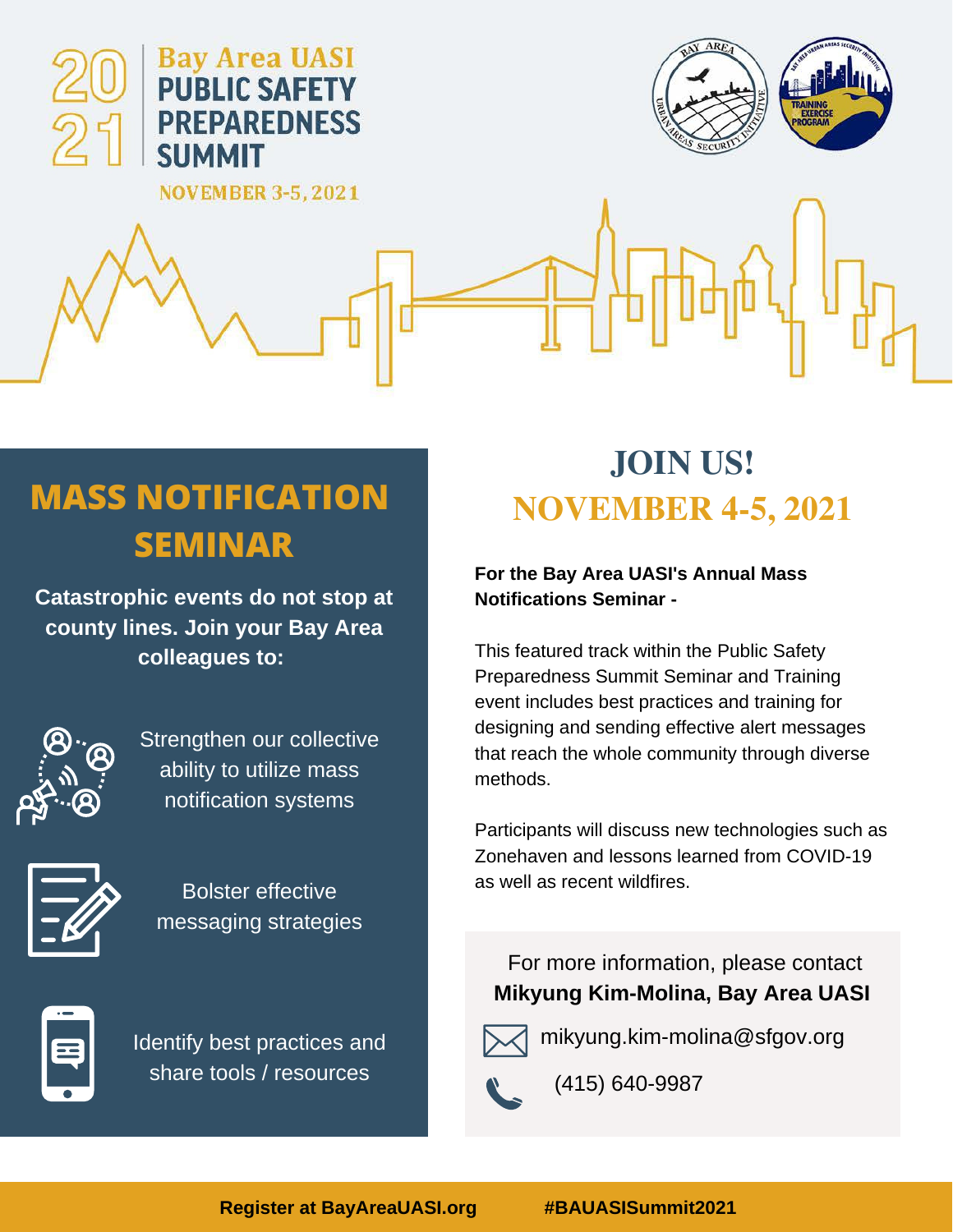# 2021 Bay Area UASI PUBLIC SAFETY PREPAREDNESS SUMMIT

NOVEMBER 3-5, 2021

## MASS NOTIFICATION SEMINAR

**Catastrophic events do not stop at county lines. Join your Bay Area colleagues to:**

- Strengthen our collective ability to utilize mass notification systems
- Bolster effective messaging strategies
- Identify best practices and share tools / resources

## JOIN US! NOVEMBER 4-5, 2021

**For the Bay Area UASI's Annual Mass Notifications Seminar -**

This featured track within the Public Safety Preparedness Summit Seminar and Training event includes best practices and training for designing and sending effective alert messages that reach the whole community through diverse methods.

Participants will discuss new technologies such as Zonehaven and lessons learned from COVID-19 as well as recent wildfires.

For more information, please contact
**Mikyung Kim-Molina, Bay Area UASI**

mikyung.kim-molina@sfgov.org

(415) 640-9987

**Register at BayAreaUASI.org** **#BAUASISummit2021**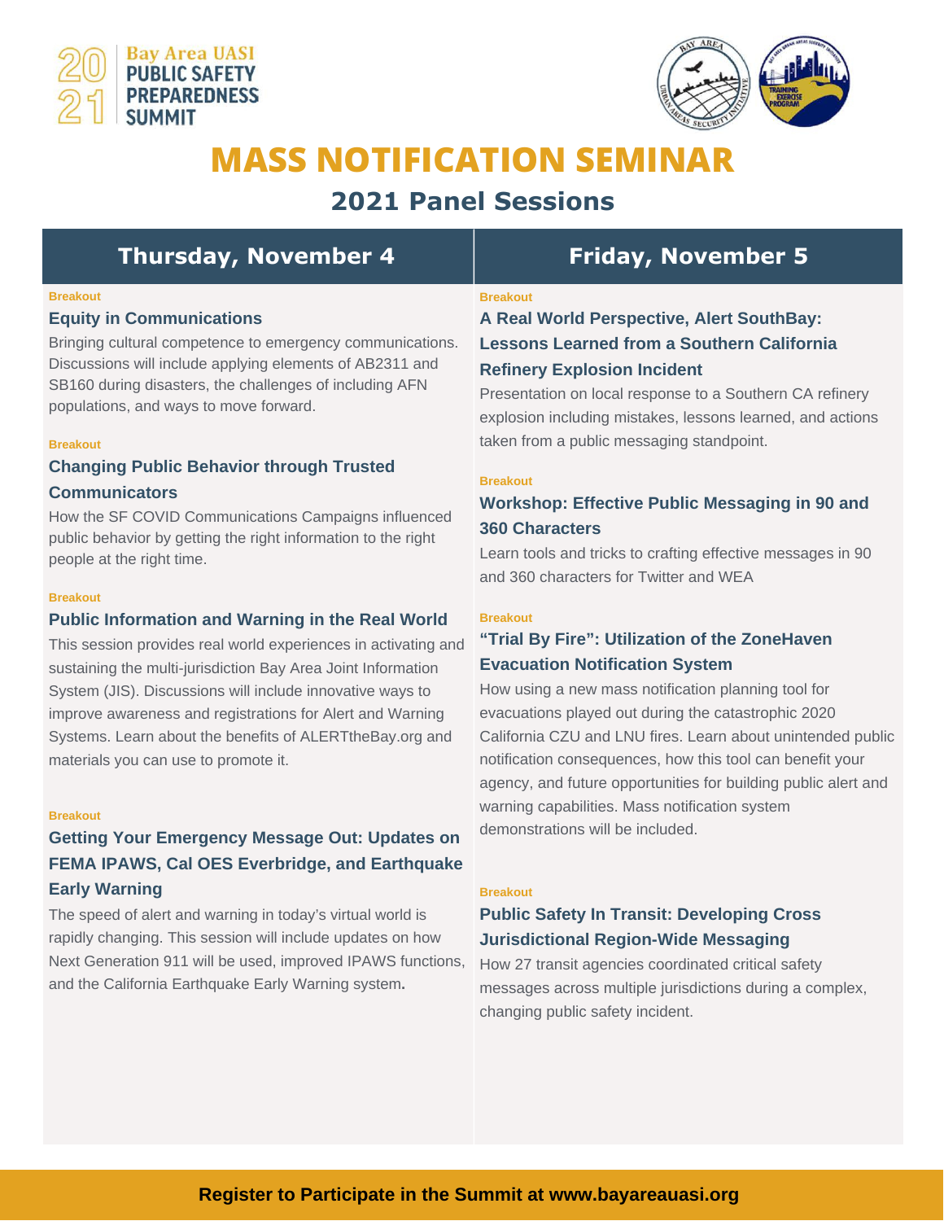2021 Bay Area UASI PUBLIC SAFETY PREPAREDNESS SUMMIT

# MASS NOTIFICATION SEMINAR

## 2021 Panel Sessions

## Thursday, November 4

Breakout

### Equity in Communications

Bringing cultural competence to emergency communications. Discussions will include applying elements of AB2311 and SB160 during disasters, the challenges of including AFN populations, and ways to move forward.

Breakout

### Changing Public Behavior through Trusted Communicators

How the SF COVID Communications Campaigns influenced public behavior by getting the right information to the right people at the right time.

Breakout

### Public Information and Warning in the Real World

This session provides real world experiences in activating and sustaining the multi-jurisdiction Bay Area Joint Information System (JIS). Discussions will include innovative ways to improve awareness and registrations for Alert and Warning Systems. Learn about the benefits of ALERTtheBay.org and materials you can use to promote it.

Breakout

### Getting Your Emergency Message Out: Updates on FEMA IPAWS, Cal OES Everbridge, and Earthquake Early Warning

The speed of alert and warning in today's virtual world is rapidly changing. This session will include updates on how Next Generation 911 will be used, improved IPAWS functions, and the California Earthquake Early Warning system.

## Friday, November 5

Breakout

### A Real World Perspective, Alert SouthBay: Lessons Learned from a Southern California Refinery Explosion Incident

Presentation on local response to a Southern CA refinery explosion including mistakes, lessons learned, and actions taken from a public messaging standpoint.

Breakout

### Workshop: Effective Public Messaging in 90 and 360 Characters

Learn tools and tricks to crafting effective messages in 90 and 360 characters for Twitter and WEA

Breakout

### "Trial By Fire": Utilization of the ZoneHaven Evacuation Notification System

How using a new mass notification planning tool for evacuations played out during the catastrophic 2020 California CZU and LNU fires. Learn about unintended public notification consequences, how this tool can benefit your agency, and future opportunities for building public alert and warning capabilities. Mass notification system demonstrations will be included.

Breakout

### Public Safety In Transit: Developing Cross Jurisdictional Region-Wide Messaging

How 27 transit agencies coordinated critical safety messages across multiple jurisdictions during a complex, changing public safety incident.

**Register to Participate in the Summit at www.bayareauasi.org**